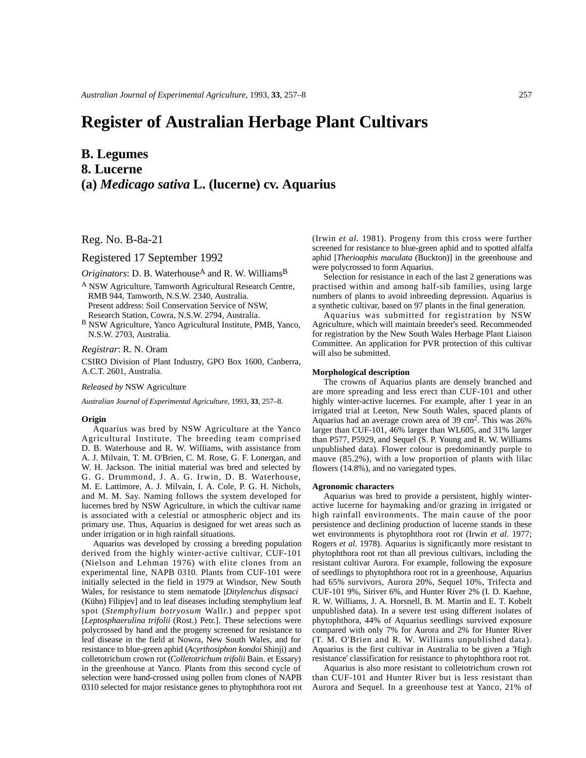// Page content (chrome omitted)
# Register of Australian Herbage Plant Cultivars

## B. Legumes
## 8. Lucerne
## (a) *Medicago sativa* L. (lucerne) cv. Aquarius

Reg. No. B-8a-21

Registered 17 September 1992

*Originators*: D. B. Waterhouse[A] and R. W. Williams[B]

[A] NSW Agriculture, Tamworth Agricultural Research Centre, RMB 944, Tamworth, N.S.W. 2340, Australia. Present address: Soil Conservation Service of NSW, Research Station, Cowra, N.S.W. 2794, Australia.
[B] NSW Agriculture, Yanco Agricultural Institute, PMB, Yanco, N.S.W. 2703, Australia.

*Registrar*: R. N. Oram

CSIRO Division of Plant Industry, GPO Box 1600, Canberra, A.C.T. 2601, Australia.

*Released by* NSW Agriculture

*Australian Journal of Experimental Agriculture*, 1993, **33**, 257–8.

### Origin

Aquarius was bred by NSW Agriculture at the Yanco Agricultural Institute. The breeding team comprised D. B. Waterhouse and R. W. Williams, with assistance from A. J. Milvain, T. M. O'Brien, C. M. Rose, G. F. Lonergan, and W. H. Jackson. The initial material was bred and selected by G. G. Drummond, J. A. G. Irwin, D. B. Waterhouse, M. E. Lattimore, A. J. Milvain, I. A. Cole, P. G. H. Nichols, and M. M. Say. Naming follows the system developed for lucernes bred by NSW Agriculture, in which the cultivar name is associated with a celestial or atmospheric object and its primary use. Thus, Aquarius is designed for wet areas such as under irrigation or in high rainfall situations.

Aquarius was developed by crossing a breeding population derived from the highly winter-active cultivar, CUF-101 (Nielson and Lehman 1976) with elite clones from an experimental line, NAPB 0310. Plants from CUF-101 were initially selected in the field in 1979 at Windsor, New South Wales, for resistance to stem nematode [*Ditylenchus dispsaci* (Kühn) Filipjev] and to leaf diseases including stemphylium leaf spot (*Stemphylium botryosum* Wallr.) and pepper spot [*Leptosphaerulina trifolii* (Rost.) Petr.]. These selections were polycrossed by hand and the progeny screened for resistance to leaf disease in the field at Nowra, New South Wales, and for resistance to blue-green aphid (*Acyrthosiphon kondoi* Shinji) and colletotrichum crown rot (*Colletotrichum trifolii* Bain. et Essary) in the greenhouse at Yanco. Plants from this second cycle of selection were hand-crossed using pollen from clones of NAPB 0310 selected for major resistance genes to phytophthora root rot (Irwin *et al*. 1981). Progeny from this cross were further screened for resistance to blue-green aphid and to spotted alfalfa aphid [*Therioaphis maculata* (Buckton)] in the greenhouse and were polycrossed to form Aquarius.

Selection for resistance in each of the last 2 generations was practised within and among half-sib families, using large numbers of plants to avoid inbreeding depression. Aquarius is a synthetic cultivar, based on 97 plants in the final generation.

Aquarius was submitted for registration by NSW Agriculture, which will maintain breeder's seed. Recommended for registration by the New South Wales Herbage Plant Liaison Committee. An application for PVR protection of this cultivar will also be submitted.

### Morphological description

The crowns of Aquarius plants are densely branched and are more spreading and less erect than CUF-101 and other highly winter-active lucernes. For example, after 1 year in an irrigated trial at Leeton, New South Wales, spaced plants of Aquarius had an average crown area of 39 $cm^2$. This was 26% larger than CUF-101, 46% larger than WL605, and 31% larger than P577, P5929, and Sequel (S. P. Young and R. W. Williams unpublished data). Flower colour is predominantly purple to mauve (85.2%), with a low proportion of plants with lilac flowers (14.8%), and no variegated types.

### Agronomic characters

Aquarius was bred to provide a persistent, highly winter-active lucerne for haymaking and/or grazing in irrigated or high rainfall environments. The main cause of the poor persistence and declining production of lucerne stands in these wet environments is phytophthora root rot (Irwin *et al.* 1977; Rogers *et al.* 1978). Aquarius is significantly more resistant to phytophthora root rot than all previous cultivars, including the resistant cultivar Aurora. For example, following the exposure of seedlings to phytophthora root rot in a greenhouse, Aquarius had 65% survivors, Aurora 20%, Sequel 10%, Trifecta and CUF-101 9%, Siriver 6%, and Hunter River 2% (I. D. Kaehne, R. W. Williams, J. A. Horsnell, B. M. Martin and E. T. Kobelt unpublished data). In a severe test using different isolates of phytophthora, 44% of Aquarius seedlings survived exposure compared with only 7% for Aurora and 2% for Hunter River (T. M. O'Brien and R. W. Williams unpublished data). Aquarius is the first cultivar in Australia to be given a 'High resistance' classification for resistance to phytophthora root rot.

Aquarius is also more resistant to colletotrichum crown rot than CUF-101 and Hunter River but is less resistant than Aurora and Sequel. In a greenhouse test at Yanco, 21% of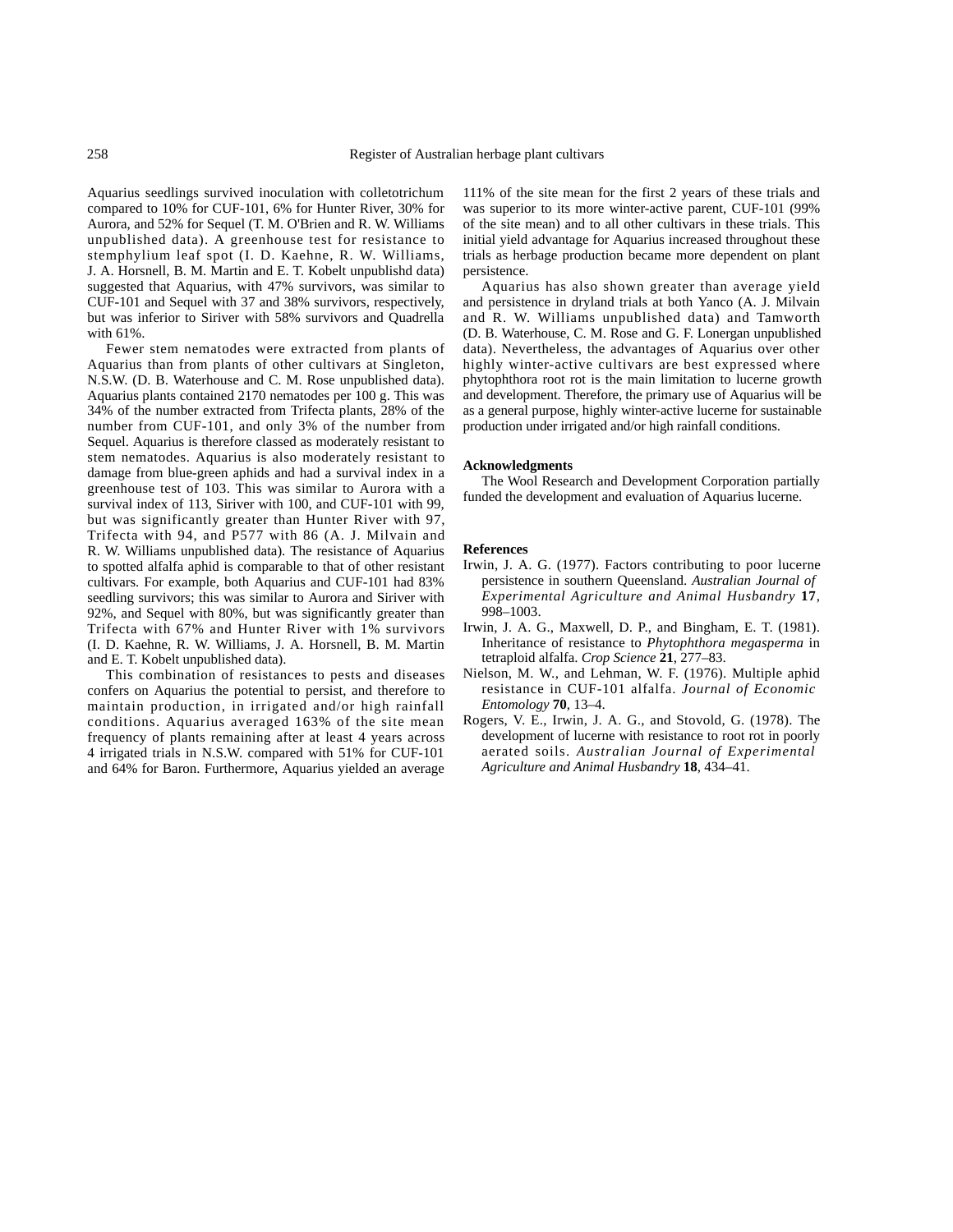Aquarius seedlings survived inoculation with colletotrichum compared to 10% for CUF-101, 6% for Hunter River, 30% for Aurora, and 52% for Sequel (T. M. O'Brien and R. W. Williams unpublished data). A greenhouse test for resistance to stemphylium leaf spot (I. D. Kaehne, R. W. Williams, J. A. Horsnell, B. M. Martin and E. T. Kobelt unpublishd data) suggested that Aquarius, with 47% survivors, was similar to CUF-101 and Sequel with 37 and 38% survivors, respectively, but was inferior to Siriver with 58% survivors and Quadrella with 61%.

Fewer stem nematodes were extracted from plants of Aquarius than from plants of other cultivars at Singleton, N.S.W. (D. B. Waterhouse and C. M. Rose unpublished data). Aquarius plants contained 2170 nematodes per 100 g. This was 34% of the number extracted from Trifecta plants, 28% of the number from CUF-101, and only 3% of the number from Sequel. Aquarius is therefore classed as moderately resistant to stem nematodes. Aquarius is also moderately resistant to damage from blue-green aphids and had a survival index in a greenhouse test of 103. This was similar to Aurora with a survival index of 113, Siriver with 100, and CUF-101 with 99, but was significantly greater than Hunter River with 97, Trifecta with 94, and P577 with 86 (A. J. Milvain and R. W. Williams unpublished data). The resistance of Aquarius to spotted alfalfa aphid is comparable to that of other resistant cultivars. For example, both Aquarius and CUF-101 had 83% seedling survivors; this was similar to Aurora and Siriver with 92%, and Sequel with 80%, but was significantly greater than Trifecta with 67% and Hunter River with 1% survivors (I. D. Kaehne, R. W. Williams, J. A. Horsnell, B. M. Martin and E. T. Kobelt unpublished data).

This combination of resistances to pests and diseases confers on Aquarius the potential to persist, and therefore to maintain production, in irrigated and/or high rainfall conditions. Aquarius averaged 163% of the site mean frequency of plants remaining after at least 4 years across 4 irrigated trials in N.S.W. compared with 51% for CUF-101 and 64% for Baron. Furthermore, Aquarius yielded an average 111% of the site mean for the first 2 years of these trials and was superior to its more winter-active parent, CUF-101 (99% of the site mean) and to all other cultivars in these trials. This initial yield advantage for Aquarius increased throughout these trials as herbage production became more dependent on plant persistence.

Aquarius has also shown greater than average yield and persistence in dryland trials at both Yanco (A. J. Milvain and R. W. Williams unpublished data) and Tamworth (D. B. Waterhouse, C. M. Rose and G. F. Lonergan unpublished data). Nevertheless, the advantages of Aquarius over other highly winter-active cultivars are best expressed where phytophthora root rot is the main limitation to lucerne growth and development. Therefore, the primary use of Aquarius will be as a general purpose, highly winter-active lucerne for sustainable production under irrigated and/or high rainfall conditions.

### Acknowledgments

The Wool Research and Development Corporation partially funded the development and evaluation of Aquarius lucerne.

### References

Irwin, J. A. G. (1977). Factors contributing to poor lucerne persistence in southern Queensland. *Australian Journal of Experimental Agriculture and Animal Husbandry* **17**, 998–1003.

Irwin, J. A. G., Maxwell, D. P., and Bingham, E. T. (1981). Inheritance of resistance to *Phytophthora megasperma* in tetraploid alfalfa. *Crop Science* **21**, 277–83.

Nielson, M. W., and Lehman, W. F. (1976). Multiple aphid resistance in CUF-101 alfalfa. *Journal of Economic Entomology* **70**, 13–4.

Rogers, V. E., Irwin, J. A. G., and Stovold, G. (1978). The development of lucerne with resistance to root rot in poorly aerated soils. *Australian Journal of Experimental Agriculture and Animal Husbandry* **18**, 434–41.